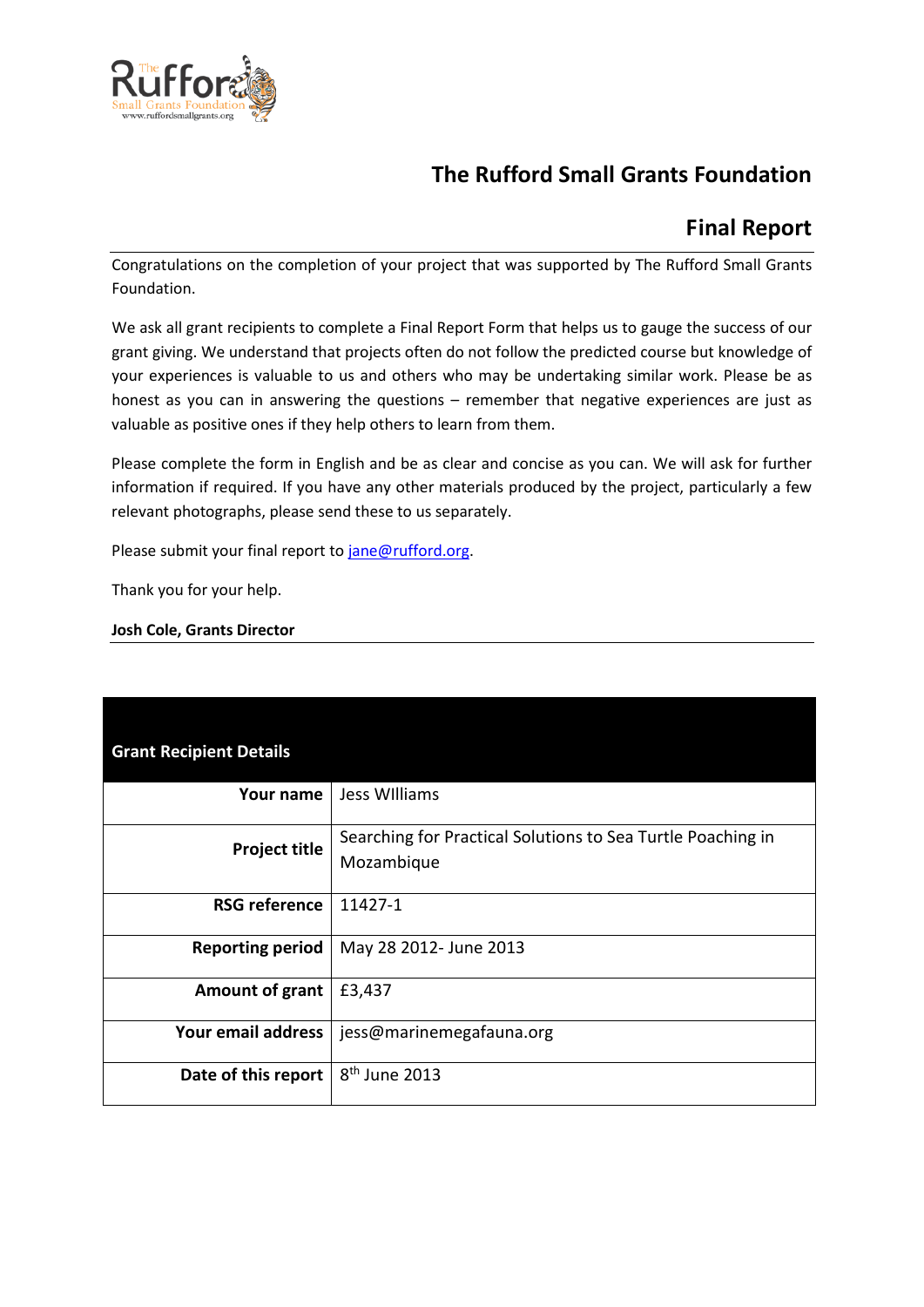# The Rufford Small Grants Foundation

## Final Report

Congratulations on the completion of your project that was supported by The Rufford Small Grants Foundation.

We ask all grant recipients to complete a Final Report Form that helps us to gauge the success of our grant giving. We understand that projects often do not follow the predicted course but knowledge of your experiences is valuable to us and others who may be undertaking similar work. Please be as honest as you can in answering the questions – remember that negative experiences are just as valuable as positive ones if they help others to learn from them.

Please complete the form in English and be as clear and concise as you can. We will ask for further information if required. If you have any other materials produced by the project, particularly a few relevant photographs, please send these to us separately.

Please submit your final report to jane@rufford.org.

Thank you for your help.

**Josh Cole, Grants Director**

| Grant Recipient Details | |
|---|---|
| **Your name** | Jess WIlliams |
| **Project title** | Searching for Practical Solutions to Sea Turtle Poaching in Mozambique |
| **RSG reference** | 11427-1 |
| **Reporting period** | May 28 2012- June 2013 |
| **Amount of grant** | £3,437 |
| **Your email address** | jess@marinemegafauna.org |
| **Date of this report** | 8th June 2013 |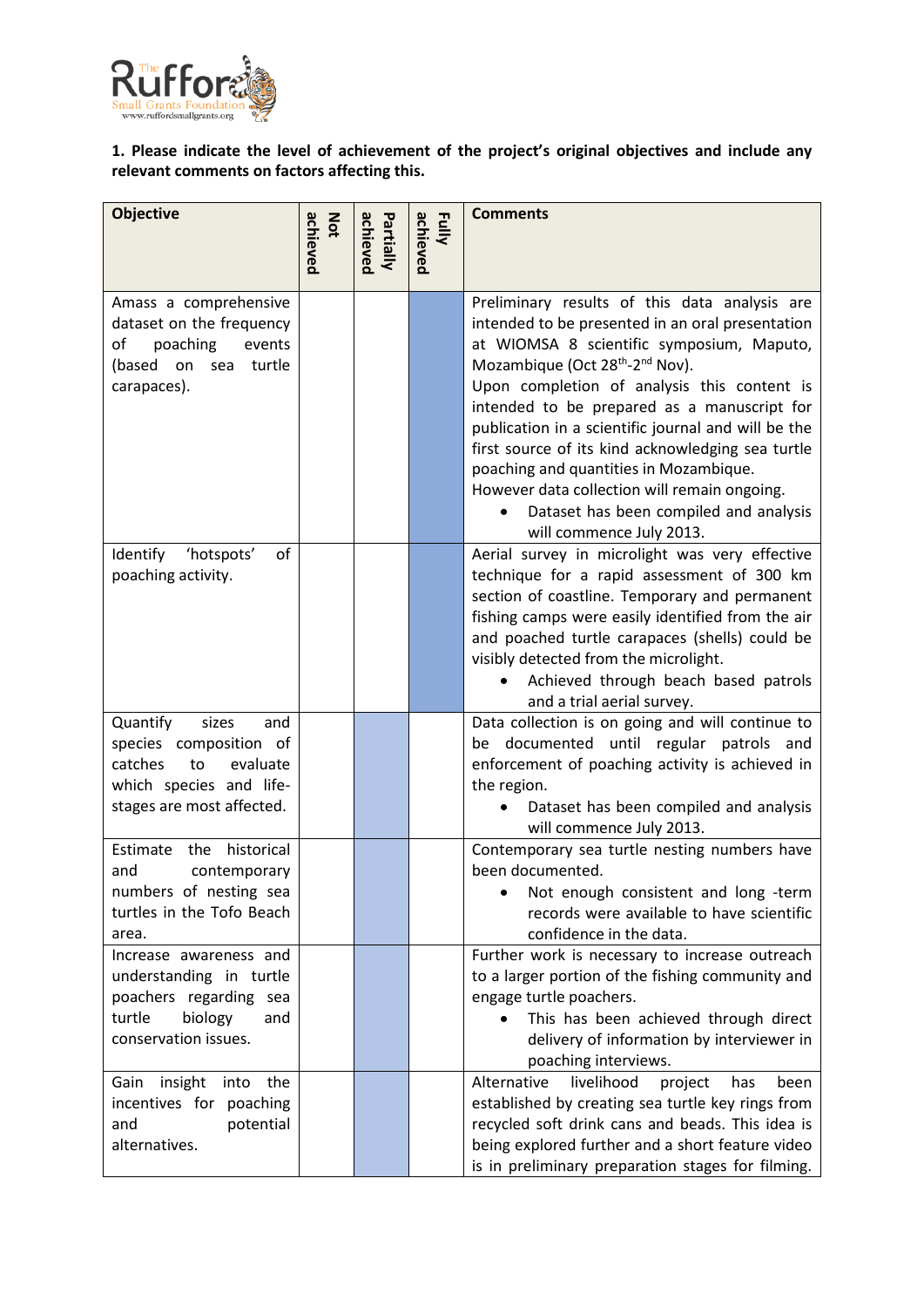**1. Please indicate the level of achievement of the project's original objectives and include any relevant comments on factors affecting this.**

| Objective | Not achieved | Partially achieved | Fully achieved | Comments |
|---|---|---|---|---|
| Amass a comprehensive dataset on the frequency of poaching events (based on sea turtle carapaces). | | | X | Preliminary results of this data analysis are intended to be presented in an oral presentation at WIOMSA 8 scientific symposium, Maputo, Mozambique (Oct 28th-2nd Nov). Upon completion of analysis this content is intended to be prepared as a manuscript for publication in a scientific journal and will be the first source of its kind acknowledging sea turtle poaching and quantities in Mozambique. However data collection will remain ongoing. • Dataset has been compiled and analysis will commence July 2013. |
| Identify 'hotspots' of poaching activity. | | | X | Aerial survey in microlight was very effective technique for a rapid assessment of 300 km section of coastline. Temporary and permanent fishing camps were easily identified from the air and poached turtle carapaces (shells) could be visibly detected from the microlight. • Achieved through beach based patrols and a trial aerial survey. |
| Quantify sizes and species composition of catches to evaluate which species and life-stages are most affected. | | X | | Data collection is on going and will continue to be documented until regular patrols and enforcement of poaching activity is achieved in the region. • Dataset has been compiled and analysis will commence July 2013. |
| Estimate the historical and contemporary numbers of nesting sea turtles in the Tofo Beach area. | | X | | Contemporary sea turtle nesting numbers have been documented. • Not enough consistent and long -term records were available to have scientific confidence in the data. |
| Increase awareness and understanding in turtle poachers regarding sea turtle biology and conservation issues. | | X | | Further work is necessary to increase outreach to a larger portion of the fishing community and engage turtle poachers. • This has been achieved through direct delivery of information by interviewer in poaching interviews. |
| Gain insight into the incentives for poaching and potential alternatives. | | X | | Alternative livelihood project has been established by creating sea turtle key rings from recycled soft drink cans and beads. This idea is being explored further and a short feature video is in preliminary preparation stages for filming. |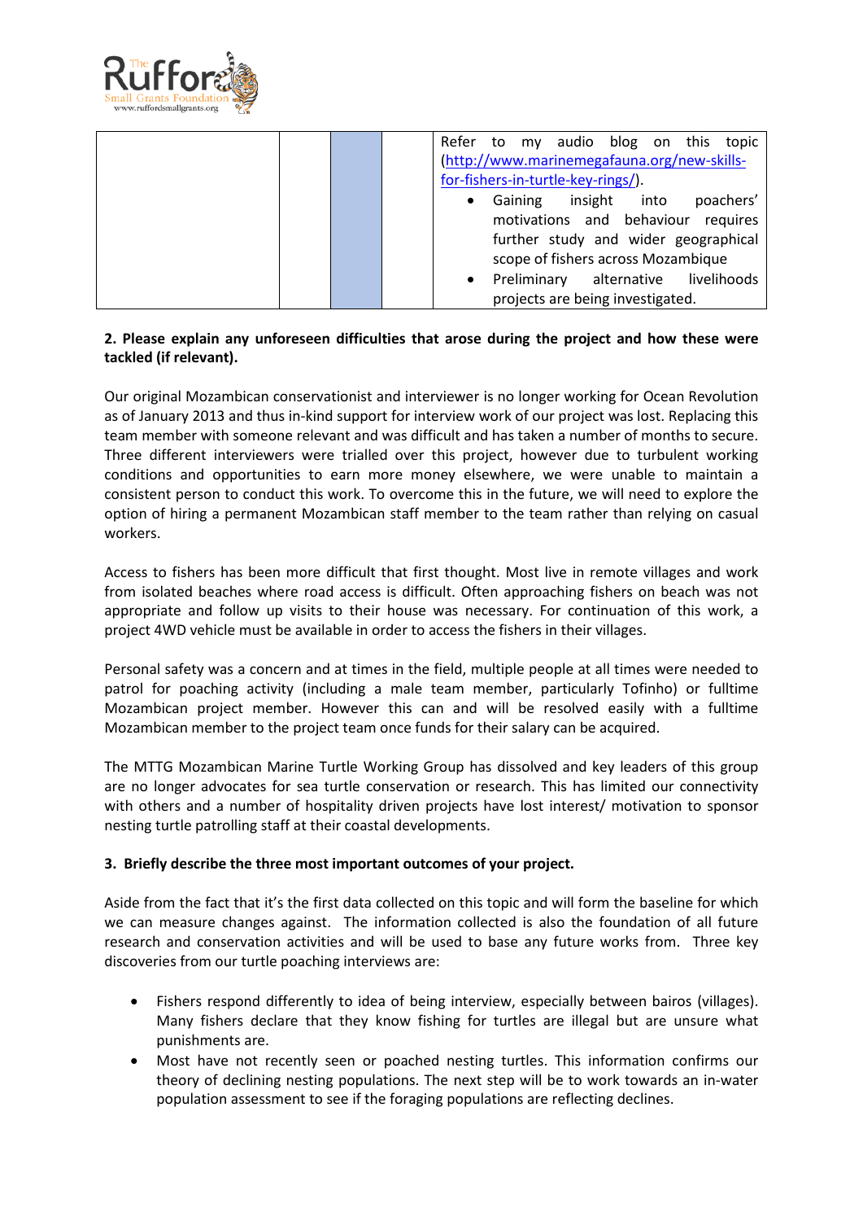| | | | | Refer to my audio blog on this topic (http://www.marinemegafauna.org/new-skills-for-fishers-in-turtle-key-rings/).<br>• Gaining insight into poachers' motivations and behaviour requires further study and wider geographical scope of fishers across Mozambique<br>• Preliminary alternative livelihoods projects are being investigated. |
|---|---|---|---|---|

**2. Please explain any unforeseen difficulties that arose during the project and how these were tackled (if relevant).**

Our original Mozambican conservationist and interviewer is no longer working for Ocean Revolution as of January 2013 and thus in-kind support for interview work of our project was lost. Replacing this team member with someone relevant and was difficult and has taken a number of months to secure. Three different interviewers were trialled over this project, however due to turbulent working conditions and opportunities to earn more money elsewhere, we were unable to maintain a consistent person to conduct this work. To overcome this in the future, we will need to explore the option of hiring a permanent Mozambican staff member to the team rather than relying on casual workers.

Access to fishers has been more difficult that first thought. Most live in remote villages and work from isolated beaches where road access is difficult. Often approaching fishers on beach was not appropriate and follow up visits to their house was necessary. For continuation of this work, a project 4WD vehicle must be available in order to access the fishers in their villages.

Personal safety was a concern and at times in the field, multiple people at all times were needed to patrol for poaching activity (including a male team member, particularly Tofinho) or fulltime Mozambican project member. However this can and will be resolved easily with a fulltime Mozambican member to the project team once funds for their salary can be acquired.

The MTTG Mozambican Marine Turtle Working Group has dissolved and key leaders of this group are no longer advocates for sea turtle conservation or research. This has limited our connectivity with others and a number of hospitality driven projects have lost interest/ motivation to sponsor nesting turtle patrolling staff at their coastal developments.

**3. Briefly describe the three most important outcomes of your project.**

Aside from the fact that it's the first data collected on this topic and will form the baseline for which we can measure changes against. The information collected is also the foundation of all future research and conservation activities and will be used to base any future works from. Three key discoveries from our turtle poaching interviews are:

- Fishers respond differently to idea of being interview, especially between bairos (villages). Many fishers declare that they know fishing for turtles are illegal but are unsure what punishments are.
- Most have not recently seen or poached nesting turtles. This information confirms our theory of declining nesting populations. The next step will be to work towards an in-water population assessment to see if the foraging populations are reflecting declines.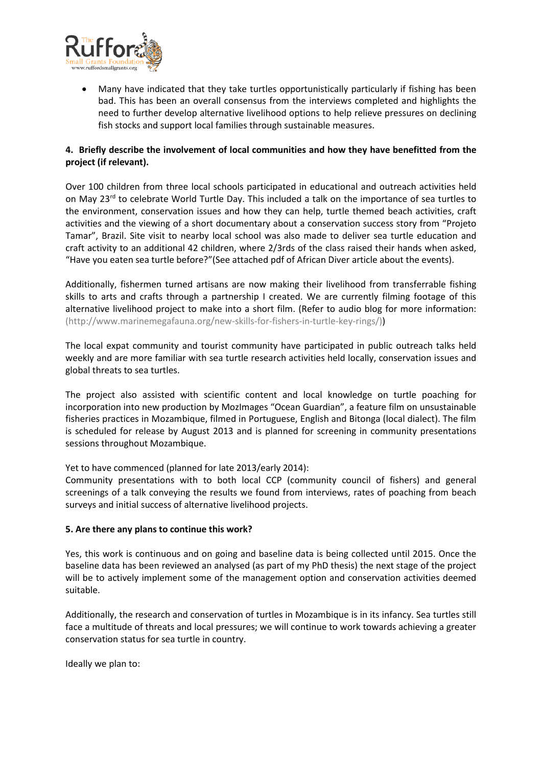- Many have indicated that they take turtles opportunistically particularly if fishing has been bad. This has been an overall consensus from the interviews completed and highlights the need to further develop alternative livelihood options to help relieve pressures on declining fish stocks and support local families through sustainable measures.

**4. Briefly describe the involvement of local communities and how they have benefitted from the project (if relevant).**

Over 100 children from three local schools participated in educational and outreach activities held on May 23rd to celebrate World Turtle Day. This included a talk on the importance of sea turtles to the environment, conservation issues and how they can help, turtle themed beach activities, craft activities and the viewing of a short documentary about a conservation success story from "Projeto Tamar", Brazil. Site visit to nearby local school was also made to deliver sea turtle education and craft activity to an additional 42 children, where 2/3rds of the class raised their hands when asked, "Have you eaten sea turtle before?"(See attached pdf of African Diver article about the events).

Additionally, fishermen turned artisans are now making their livelihood from transferrable fishing skills to arts and crafts through a partnership I created. We are currently filming footage of this alternative livelihood project to make into a short film. (Refer to audio blog for more information: (http://www.marinemegafauna.org/new-skills-for-fishers-in-turtle-key-rings/))

The local expat community and tourist community have participated in public outreach talks held weekly and are more familiar with sea turtle research activities held locally, conservation issues and global threats to sea turtles.

The project also assisted with scientific content and local knowledge on turtle poaching for incorporation into new production by MozImages "Ocean Guardian", a feature film on unsustainable fisheries practices in Mozambique, filmed in Portuguese, English and Bitonga (local dialect). The film is scheduled for release by August 2013 and is planned for screening in community presentations sessions throughout Mozambique.

Yet to have commenced (planned for late 2013/early 2014):
Community presentations with to both local CCP (community council of fishers) and general screenings of a talk conveying the results we found from interviews, rates of poaching from beach surveys and initial success of alternative livelihood projects.

**5. Are there any plans to continue this work?**

Yes, this work is continuous and on going and baseline data is being collected until 2015. Once the baseline data has been reviewed an analysed (as part of my PhD thesis) the next stage of the project will be to actively implement some of the management option and conservation activities deemed suitable.

Additionally, the research and conservation of turtles in Mozambique is in its infancy. Sea turtles still face a multitude of threats and local pressures; we will continue to work towards achieving a greater conservation status for sea turtle in country.

Ideally we plan to: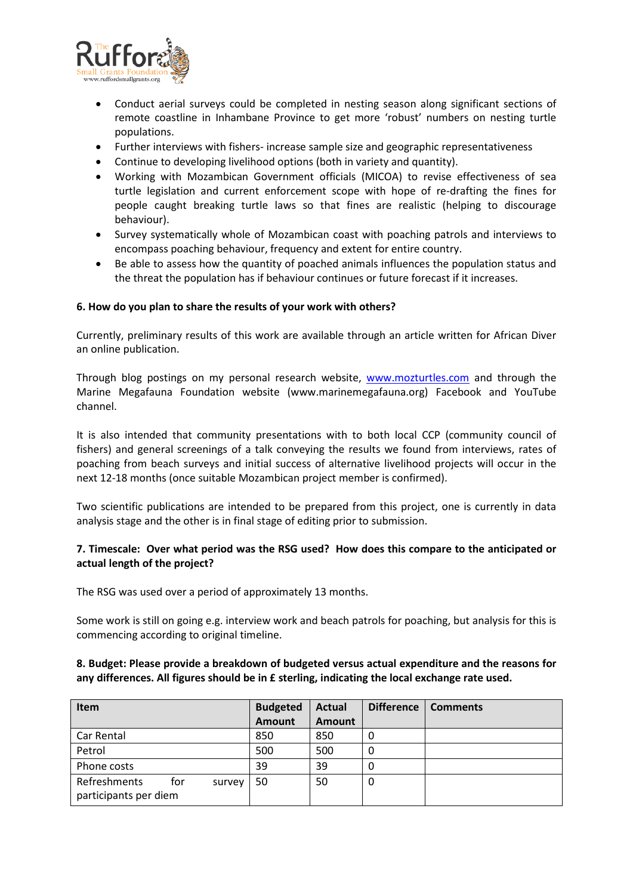- Conduct aerial surveys could be completed in nesting season along significant sections of remote coastline in Inhambane Province to get more 'robust' numbers on nesting turtle populations.
- Further interviews with fishers- increase sample size and geographic representativeness
- Continue to developing livelihood options (both in variety and quantity).
- Working with Mozambican Government officials (MICOA) to revise effectiveness of sea turtle legislation and current enforcement scope with hope of re-drafting the fines for people caught breaking turtle laws so that fines are realistic (helping to discourage behaviour).
- Survey systematically whole of Mozambican coast with poaching patrols and interviews to encompass poaching behaviour, frequency and extent for entire country.
- Be able to assess how the quantity of poached animals influences the population status and the threat the population has if behaviour continues or future forecast if it increases.

**6. How do you plan to share the results of your work with others?**

Currently, preliminary results of this work are available through an article written for African Diver an online publication.

Through blog postings on my personal research website, www.mozturtles.com and through the Marine Megafauna Foundation website (www.marinemegafauna.org) Facebook and YouTube channel.

It is also intended that community presentations with to both local CCP (community council of fishers) and general screenings of a talk conveying the results we found from interviews, rates of poaching from beach surveys and initial success of alternative livelihood projects will occur in the next 12-18 months (once suitable Mozambican project member is confirmed).

Two scientific publications are intended to be prepared from this project, one is currently in data analysis stage and the other is in final stage of editing prior to submission.

**7. Timescale: Over what period was the RSG used? How does this compare to the anticipated or actual length of the project?**

The RSG was used over a period of approximately 13 months.

Some work is still on going e.g. interview work and beach patrols for poaching, but analysis for this is commencing according to original timeline.

**8. Budget: Please provide a breakdown of budgeted versus actual expenditure and the reasons for any differences. All figures should be in £ sterling, indicating the local exchange rate used.**

| Item | Budgeted Amount | Actual Amount | Difference | Comments |
|---|---|---|---|---|
| Car Rental | 850 | 850 | 0 | |
| Petrol | 500 | 500 | 0 | |
| Phone costs | 39 | 39 | 0 | |
| Refreshments for survey participants per diem | 50 | 50 | 0 | |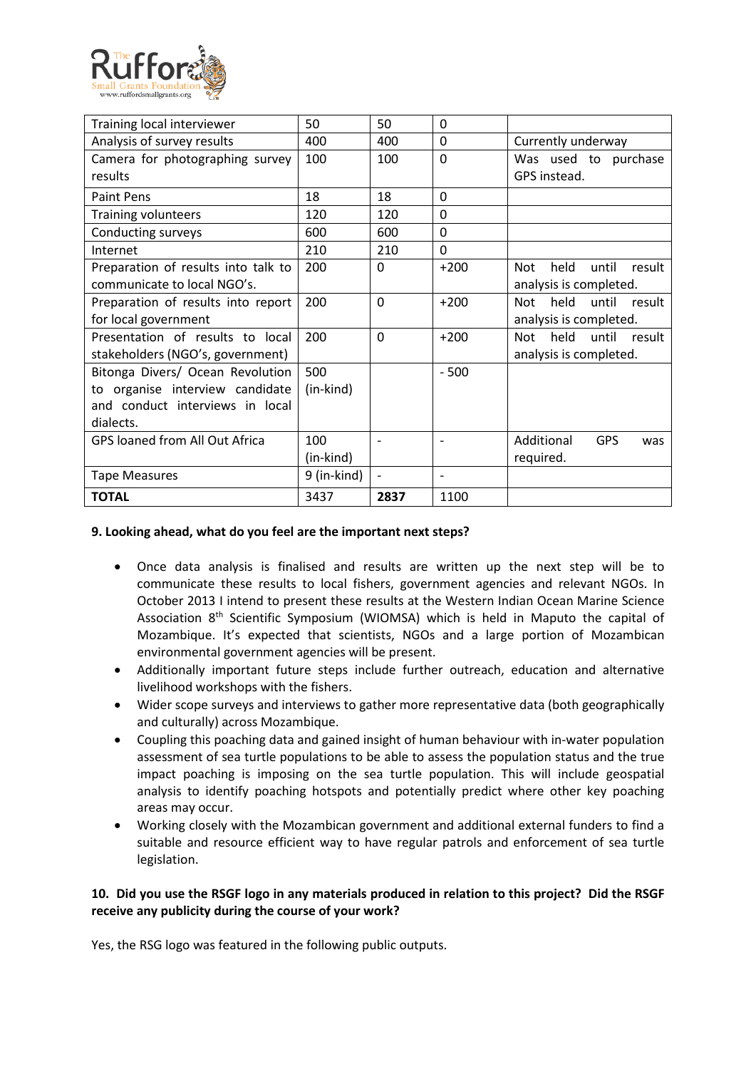| Training local interviewer | 50 | 50 | 0 | |
|---|---|---|---|---|
| Analysis of survey results | 400 | 400 | 0 | Currently underway |
| Camera for photographing survey results | 100 | 100 | 0 | Was used to purchase GPS instead. |
| Paint Pens | 18 | 18 | 0 | |
| Training volunteers | 120 | 120 | 0 | |
| Conducting surveys | 600 | 600 | 0 | |
| Internet | 210 | 210 | 0 | |
| Preparation of results into talk to communicate to local NGO's. | 200 | 0 | +200 | Not held until result analysis is completed. |
| Preparation of results into report for local government | 200 | 0 | +200 | Not held until result analysis is completed. |
| Presentation of results to local stakeholders (NGO's, government) | 200 | 0 | +200 | Not held until result analysis is completed. |
| Bitonga Divers/ Ocean Revolution to organise interview candidate and conduct interviews in local dialects. | 500 (in-kind) | | - 500 | |
| GPS loaned from All Out Africa | 100 (in-kind) | - | - | Additional GPS was required. |
| Tape Measures | 9 (in-kind) | - | - | |
| **TOTAL** | 3437 | **2837** | 1100 | |

**9. Looking ahead, what do you feel are the important next steps?**

- Once data analysis is finalised and results are written up the next step will be to communicate these results to local fishers, government agencies and relevant NGOs. In October 2013 I intend to present these results at the Western Indian Ocean Marine Science Association 8th Scientific Symposium (WIOMSA) which is held in Maputo the capital of Mozambique. It's expected that scientists, NGOs and a large portion of Mozambican environmental government agencies will be present.
- Additionally important future steps include further outreach, education and alternative livelihood workshops with the fishers.
- Wider scope surveys and interviews to gather more representative data (both geographically and culturally) across Mozambique.
- Coupling this poaching data and gained insight of human behaviour with in-water population assessment of sea turtle populations to be able to assess the population status and the true impact poaching is imposing on the sea turtle population. This will include geospatial analysis to identify poaching hotspots and potentially predict where other key poaching areas may occur.
- Working closely with the Mozambican government and additional external funders to find a suitable and resource efficient way to have regular patrols and enforcement of sea turtle legislation.

**10. Did you use the RSGF logo in any materials produced in relation to this project? Did the RSGF receive any publicity during the course of your work?**

Yes, the RSG logo was featured in the following public outputs.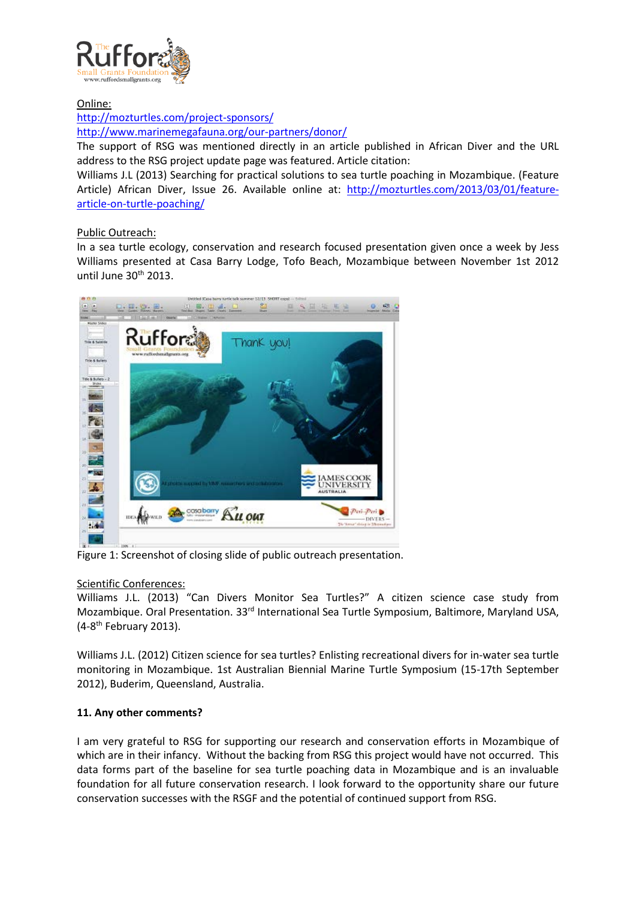Online:

http://mozturtles.com/project-sponsors/

http://www.marinemegafauna.org/our-partners/donor/

The support of RSG was mentioned directly in an article published in African Diver and the URL address to the RSG project update page was featured. Article citation:

Williams J.L (2013) Searching for practical solutions to sea turtle poaching in Mozambique. (Feature Article) African Diver, Issue 26. Available online at: http://mozturtles.com/2013/03/01/feature-article-on-turtle-poaching/

Public Outreach:

In a sea turtle ecology, conservation and research focused presentation given once a week by Jess Williams presented at Casa Barry Lodge, Tofo Beach, Mozambique between November 1st 2012 until June 30th 2013.

Figure 1: Screenshot of closing slide of public outreach presentation.

Scientific Conferences:

Williams J.L. (2013) "Can Divers Monitor Sea Turtles?" A citizen science case study from Mozambique. Oral Presentation. 33rd International Sea Turtle Symposium, Baltimore, Maryland USA, (4-8th February 2013).

Williams J.L. (2012) Citizen science for sea turtles? Enlisting recreational divers for in-water sea turtle monitoring in Mozambique. 1st Australian Biennial Marine Turtle Symposium (15-17th September 2012), Buderim, Queensland, Australia.

**11. Any other comments?**

I am very grateful to RSG for supporting our research and conservation efforts in Mozambique of which are in their infancy. Without the backing from RSG this project would have not occurred. This data forms part of the baseline for sea turtle poaching data in Mozambique and is an invaluable foundation for all future conservation research. I look forward to the opportunity share our future conservation successes with the RSGF and the potential of continued support from RSG.